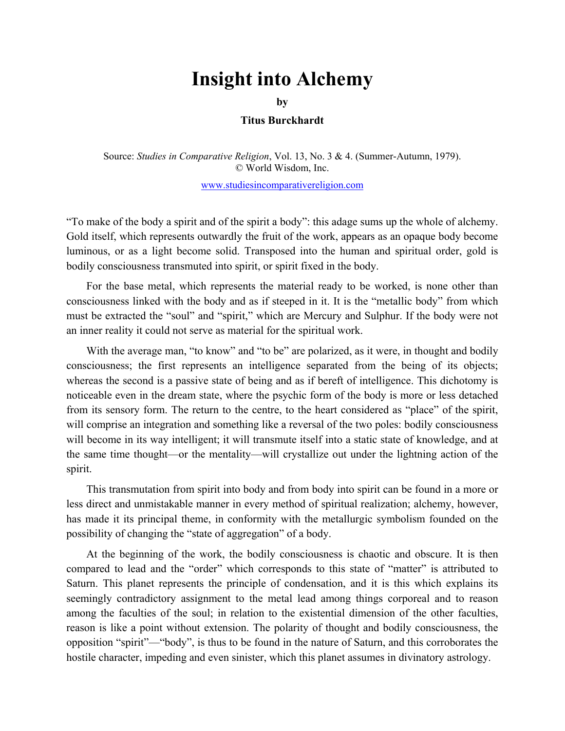# Insight into Alchemy

**by**

**Titus Burckhardt**

Source: *Studies in Comparative Religion*, Vol. 13, No. 3 & 4. (Summer-Autumn, 1979).
© World Wisdom, Inc.

www.studiesincomparativereligion.com

"To make of the body a spirit and of the spirit a body": this adage sums up the whole of alchemy. Gold itself, which represents outwardly the fruit of the work, appears as an opaque body become luminous, or as a light become solid. Transposed into the human and spiritual order, gold is bodily consciousness transmuted into spirit, or spirit fixed in the body.

For the base metal, which represents the material ready to be worked, is none other than consciousness linked with the body and as if steeped in it. It is the "metallic body" from which must be extracted the "soul" and "spirit," which are Mercury and Sulphur. If the body were not an inner reality it could not serve as material for the spiritual work.

With the average man, "to know" and "to be" are polarized, as it were, in thought and bodily consciousness; the first represents an intelligence separated from the being of its objects; whereas the second is a passive state of being and as if bereft of intelligence. This dichotomy is noticeable even in the dream state, where the psychic form of the body is more or less detached from its sensory form. The return to the centre, to the heart considered as "place" of the spirit, will comprise an integration and something like a reversal of the two poles: bodily consciousness will become in its way intelligent; it will transmute itself into a static state of knowledge, and at the same time thought—or the mentality—will crystallize out under the lightning action of the spirit.

This transmutation from spirit into body and from body into spirit can be found in a more or less direct and unmistakable manner in every method of spiritual realization; alchemy, however, has made it its principal theme, in conformity with the metallurgic symbolism founded on the possibility of changing the "state of aggregation" of a body.

At the beginning of the work, the bodily consciousness is chaotic and obscure. It is then compared to lead and the "order" which corresponds to this state of "matter" is attributed to Saturn. This planet represents the principle of condensation, and it is this which explains its seemingly contradictory assignment to the metal lead among things corporeal and to reason among the faculties of the soul; in relation to the existential dimension of the other faculties, reason is like a point without extension. The polarity of thought and bodily consciousness, the opposition "spirit"—"body", is thus to be found in the nature of Saturn, and this corroborates the hostile character, impeding and even sinister, which this planet assumes in divinatory astrology.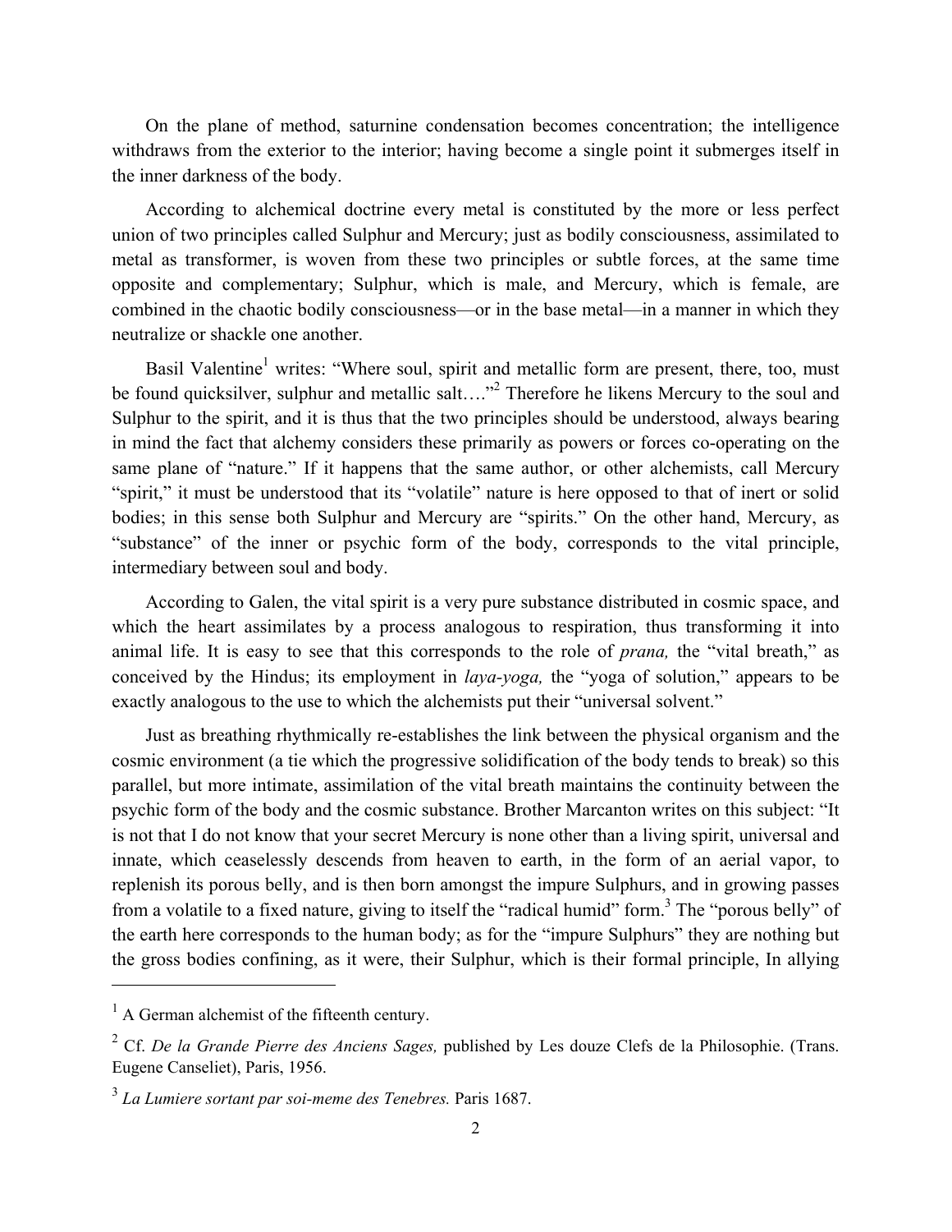On the plane of method, saturnine condensation becomes concentration; the intelligence withdraws from the exterior to the interior; having become a single point it submerges itself in the inner darkness of the body.

According to alchemical doctrine every metal is constituted by the more or less perfect union of two principles called Sulphur and Mercury; just as bodily consciousness, assimilated to metal as transformer, is woven from these two principles or subtle forces, at the same time opposite and complementary; Sulphur, which is male, and Mercury, which is female, are combined in the chaotic bodily consciousness—or in the base metal—in a manner in which they neutralize or shackle one another.

Basil Valentine[1] writes: "Where soul, spirit and metallic form are present, there, too, must be found quicksilver, sulphur and metallic salt…."[2] Therefore he likens Mercury to the soul and Sulphur to the spirit, and it is thus that the two principles should be understood, always bearing in mind the fact that alchemy considers these primarily as powers or forces co-operating on the same plane of "nature." If it happens that the same author, or other alchemists, call Mercury "spirit," it must be understood that its "volatile" nature is here opposed to that of inert or solid bodies; in this sense both Sulphur and Mercury are "spirits." On the other hand, Mercury, as "substance" of the inner or psychic form of the body, corresponds to the vital principle, intermediary between soul and body.

According to Galen, the vital spirit is a very pure substance distributed in cosmic space, and which the heart assimilates by a process analogous to respiration, thus transforming it into animal life. It is easy to see that this corresponds to the role of *prana,* the "vital breath," as conceived by the Hindus; its employment in *laya-yoga,* the "yoga of solution," appears to be exactly analogous to the use to which the alchemists put their "universal solvent."

Just as breathing rhythmically re-establishes the link between the physical organism and the cosmic environment (a tie which the progressive solidification of the body tends to break) so this parallel, but more intimate, assimilation of the vital breath maintains the continuity between the psychic form of the body and the cosmic substance. Brother Marcanton writes on this subject: "It is not that I do not know that your secret Mercury is none other than a living spirit, universal and innate, which ceaselessly descends from heaven to earth, in the form of an aerial vapor, to replenish its porous belly, and is then born amongst the impure Sulphurs, and in growing passes from a volatile to a fixed nature, giving to itself the "radical humid" form.[3] The "porous belly" of the earth here corresponds to the human body; as for the "impure Sulphurs" they are nothing but the gross bodies confining, as it were, their Sulphur, which is their formal principle, In allying

---

[1] A German alchemist of the fifteenth century.

[2] Cf. *De la Grande Pierre des Anciens Sages,* published by Les douze Clefs de la Philosophie. (Trans. Eugene Canseliet), Paris, 1956.

[3] *La Lumiere sortant par soi-meme des Tenebres.* Paris 1687.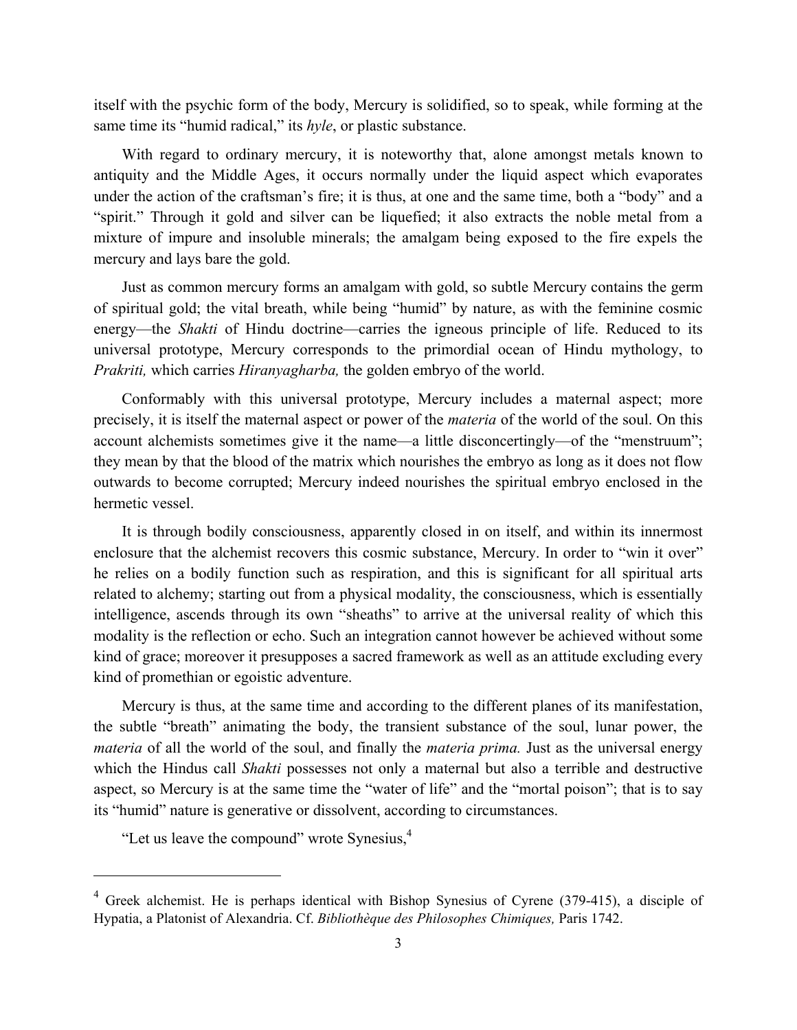itself with the psychic form of the body, Mercury is solidified, so to speak, while forming at the same time its "humid radical," its *hyle*, or plastic substance.

With regard to ordinary mercury, it is noteworthy that, alone amongst metals known to antiquity and the Middle Ages, it occurs normally under the liquid aspect which evaporates under the action of the craftsman's fire; it is thus, at one and the same time, both a "body" and a "spirit." Through it gold and silver can be liquefied; it also extracts the noble metal from a mixture of impure and insoluble minerals; the amalgam being exposed to the fire expels the mercury and lays bare the gold.

Just as common mercury forms an amalgam with gold, so subtle Mercury contains the germ of spiritual gold; the vital breath, while being "humid" by nature, as with the feminine cosmic energy—the *Shakti* of Hindu doctrine—carries the igneous principle of life. Reduced to its universal prototype, Mercury corresponds to the primordial ocean of Hindu mythology, to *Prakriti,* which carries *Hiranyagarba,* the golden embryo of the world.

Conformably with this universal prototype, Mercury includes a maternal aspect; more precisely, it is itself the maternal aspect or power of the *materia* of the world of the soul. On this account alchemists sometimes give it the name—a little disconcertingly—of the "menstruum"; they mean by that the blood of the matrix which nourishes the embryo as long as it does not flow outwards to become corrupted; Mercury indeed nourishes the spiritual embryo enclosed in the hermetic vessel.

It is through bodily consciousness, apparently closed in on itself, and within its innermost enclosure that the alchemist recovers this cosmic substance, Mercury. In order to "win it over" he relies on a bodily function such as respiration, and this is significant for all spiritual arts related to alchemy; starting out from a physical modality, the consciousness, which is essentially intelligence, ascends through its own "sheaths" to arrive at the universal reality of which this modality is the reflection or echo. Such an integration cannot however be achieved without some kind of grace; moreover it presupposes a sacred framework as well as an attitude excluding every kind of promethian or egoistic adventure.

Mercury is thus, at the same time and according to the different planes of its manifestation, the subtle "breath" animating the body, the transient substance of the soul, lunar power, the *materia* of all the world of the soul, and finally the *materia prima.* Just as the universal energy which the Hindus call *Shakti* possesses not only a maternal but also a terrible and destructive aspect, so Mercury is at the same time the "water of life" and the "mortal poison"; that is to say its "humid" nature is generative or dissolvent, according to circumstances.

"Let us leave the compound" wrote Synesius,[4]

[4] Greek alchemist. He is perhaps identical with Bishop Synesius of Cyrene (379-415), a disciple of Hypatia, a Platonist of Alexandria. Cf. *Bibliothèque des Philosophes Chimiques,* Paris 1742.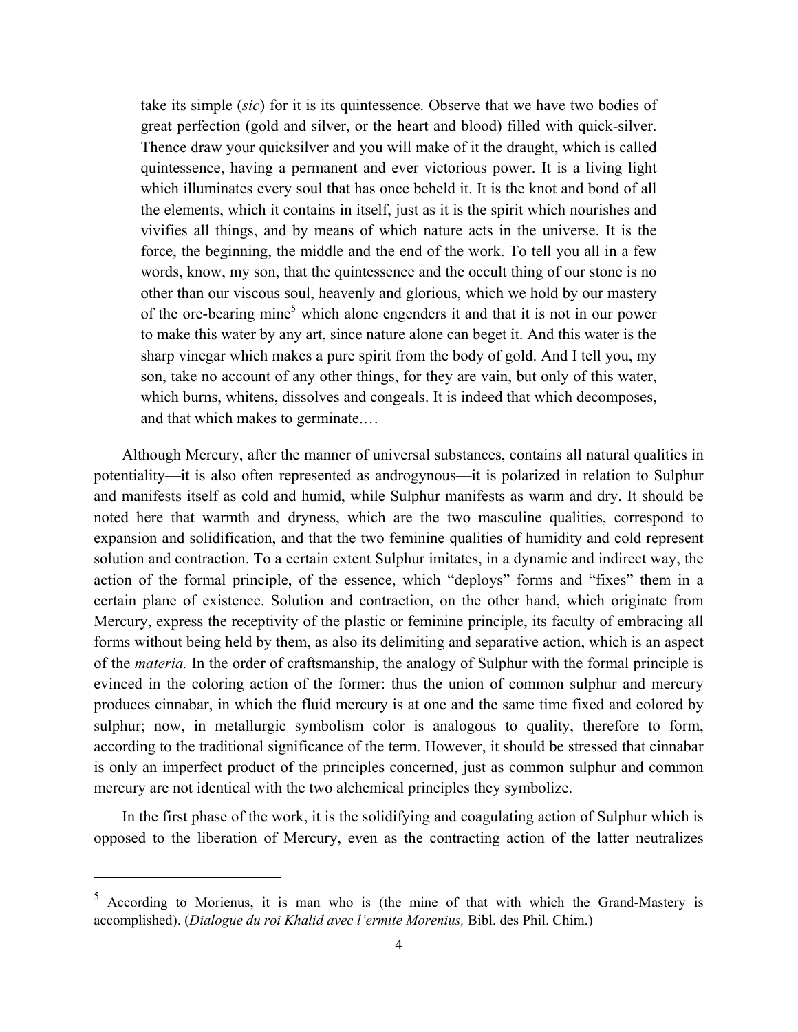> take its simple (*sic*) for it is its quintessence. Observe that we have two bodies of great perfection (gold and silver, or the heart and blood) filled with quick-silver. Thence draw your quicksilver and you will make of it the draught, which is called quintessence, having a permanent and ever victorious power. It is a living light which illuminates every soul that has once beheld it. It is the knot and bond of all the elements, which it contains in itself, just as it is the spirit which nourishes and vivifies all things, and by means of which nature acts in the universe. It is the force, the beginning, the middle and the end of the work. To tell you all in a few words, know, my son, that the quintessence and the occult thing of our stone is no other than our viscous soul, heavenly and glorious, which we hold by our mastery of the ore-bearing mine[5] which alone engenders it and that it is not in our power to make this water by any art, since nature alone can beget it. And this water is the sharp vinegar which makes a pure spirit from the body of gold. And I tell you, my son, take no account of any other things, for they are vain, but only of this water, which burns, whitens, dissolves and congeals. It is indeed that which decomposes, and that which makes to germinate.…

Although Mercury, after the manner of universal substances, contains all natural qualities in potentiality—it is also often represented as androgynous—it is polarized in relation to Sulphur and manifests itself as cold and humid, while Sulphur manifests as warm and dry. It should be noted here that warmth and dryness, which are the two masculine qualities, correspond to expansion and solidification, and that the two feminine qualities of humidity and cold represent solution and contraction. To a certain extent Sulphur imitates, in a dynamic and indirect way, the action of the formal principle, of the essence, which "deploys" forms and "fixes" them in a certain plane of existence. Solution and contraction, on the other hand, which originate from Mercury, express the receptivity of the plastic or feminine principle, its faculty of embracing all forms without being held by them, as also its delimiting and separative action, which is an aspect of the *materia.* In the order of craftsmanship, the analogy of Sulphur with the formal principle is evinced in the coloring action of the former: thus the union of common sulphur and mercury produces cinnabar, in which the fluid mercury is at one and the same time fixed and colored by sulphur; now, in metallurgic symbolism color is analogous to quality, therefore to form, according to the traditional significance of the term. However, it should be stressed that cinnabar is only an imperfect product of the principles concerned, just as common sulphur and common mercury are not identical with the two alchemical principles they symbolize.

In the first phase of the work, it is the solidifying and coagulating action of Sulphur which is opposed to the liberation of Mercury, even as the contracting action of the latter neutralizes

---

[5] According to Morienus, it is man who is (the mine of that with which the Grand-Mastery is accomplished). (*Dialogue du roi Khalid avec l'ermite Morenius,* Bibl. des Phil. Chim.)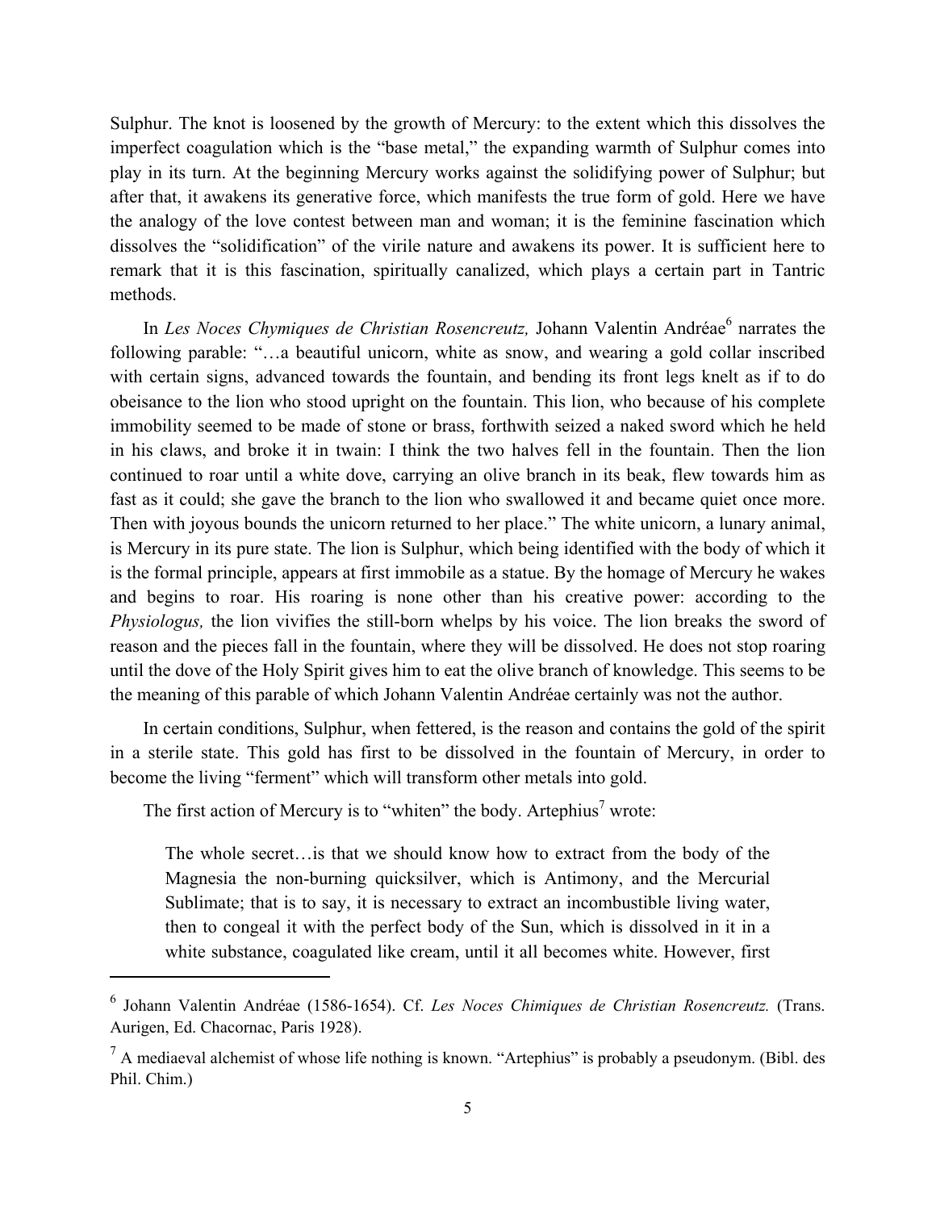Sulphur. The knot is loosened by the growth of Mercury: to the extent which this dissolves the imperfect coagulation which is the "base metal," the expanding warmth of Sulphur comes into play in its turn. At the beginning Mercury works against the solidifying power of Sulphur; but after that, it awakens its generative force, which manifests the true form of gold. Here we have the analogy of the love contest between man and woman; it is the feminine fascination which dissolves the "solidification" of the virile nature and awakens its power. It is sufficient here to remark that it is this fascination, spiritually canalized, which plays a certain part in Tantric methods.

In *Les Noces Chymiques de Christian Rosencreutz,* Johann Valentin Andréae[6] narrates the following parable: "…a beautiful unicorn, white as snow, and wearing a gold collar inscribed with certain signs, advanced towards the fountain, and bending its front legs knelt as if to do obeisance to the lion who stood upright on the fountain. This lion, who because of his complete immobility seemed to be made of stone or brass, forthwith seized a naked sword which he held in his claws, and broke it in twain: I think the two halves fell in the fountain. Then the lion continued to roar until a white dove, carrying an olive branch in its beak, flew towards him as fast as it could; she gave the branch to the lion who swallowed it and became quiet once more. Then with joyous bounds the unicorn returned to her place." The white unicorn, a lunary animal, is Mercury in its pure state. The lion is Sulphur, which being identified with the body of which it is the formal principle, appears at first immobile as a statue. By the homage of Mercury he wakes and begins to roar. His roaring is none other than his creative power: according to the *Physiologus,* the lion vivifies the still-born whelps by his voice. The lion breaks the sword of reason and the pieces fall in the fountain, where they will be dissolved. He does not stop roaring until the dove of the Holy Spirit gives him to eat the olive branch of knowledge. This seems to be the meaning of this parable of which Johann Valentin Andréae certainly was not the author.

In certain conditions, Sulphur, when fettered, is the reason and contains the gold of the spirit in a sterile state. This gold has first to be dissolved in the fountain of Mercury, in order to become the living "ferment" which will transform other metals into gold.

The first action of Mercury is to "whiten" the body. Artephius[7] wrote:

> The whole secret…is that we should know how to extract from the body of the Magnesia the non-burning quicksilver, which is Antimony, and the Mercurial Sublimate; that is to say, it is necessary to extract an incombustible living water, then to congeal it with the perfect body of the Sun, which is dissolved in it in a white substance, coagulated like cream, until it all becomes white. However, first

---

[6] Johann Valentin Andréae (1586-1654). Cf. *Les Noces Chimiques de Christian Rosencreutz.* (Trans. Aurigen, Ed. Chacornac, Paris 1928).

[7] A mediaeval alchemist of whose life nothing is known. "Artephius" is probably a pseudonym. (Bibl. des Phil. Chim.)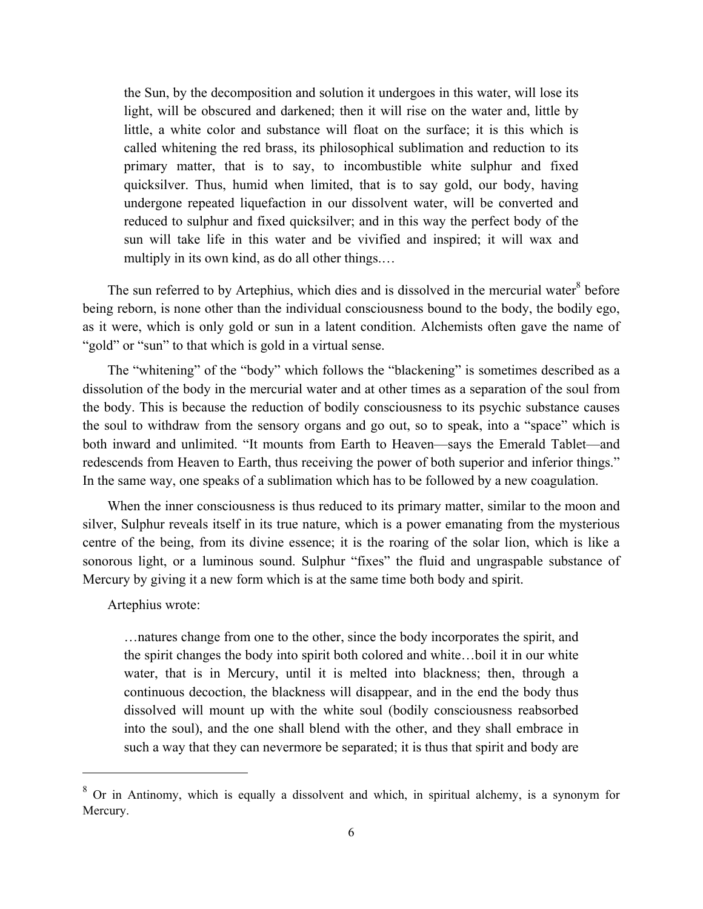> the Sun, by the decomposition and solution it undergoes in this water, will lose its light, will be obscured and darkened; then it will rise on the water and, little by little, a white color and substance will float on the surface; it is this which is called whitening the red brass, its philosophical sublimation and reduction to its primary matter, that is to say, to incombustible white sulphur and fixed quicksilver. Thus, humid when limited, that is to say gold, our body, having undergone repeated liquefaction in our dissolvent water, will be converted and reduced to sulphur and fixed quicksilver; and in this way the perfect body of the sun will take life in this water and be vivified and inspired; it will wax and multiply in its own kind, as do all other things.…

The sun referred to by Artephius, which dies and is dissolved in the mercurial water[8] before being reborn, is none other than the individual consciousness bound to the body, the bodily ego, as it were, which is only gold or sun in a latent condition. Alchemists often gave the name of "gold" or "sun" to that which is gold in a virtual sense.

The "whitening" of the "body" which follows the "blackening" is sometimes described as a dissolution of the body in the mercurial water and at other times as a separation of the soul from the body. This is because the reduction of bodily consciousness to its psychic substance causes the soul to withdraw from the sensory organs and go out, so to speak, into a "space" which is both inward and unlimited. "It mounts from Earth to Heaven—says the Emerald Tablet—and redescends from Heaven to Earth, thus receiving the power of both superior and inferior things." In the same way, one speaks of a sublimation which has to be followed by a new coagulation.

When the inner consciousness is thus reduced to its primary matter, similar to the moon and silver, Sulphur reveals itself in its true nature, which is a power emanating from the mysterious centre of the being, from its divine essence; it is the roaring of the solar lion, which is like a sonorous light, or a luminous sound. Sulphur "fixes" the fluid and ungraspable substance of Mercury by giving it a new form which is at the same time both body and spirit.

Artephius wrote:

> …natures change from one to the other, since the body incorporates the spirit, and the spirit changes the body into spirit both colored and white…boil it in our white water, that is in Mercury, until it is melted into blackness; then, through a continuous decoction, the blackness will disappear, and in the end the body thus dissolved will mount up with the white soul (bodily consciousness reabsorbed into the soul), and the one shall blend with the other, and they shall embrace in such a way that they can nevermore be separated; it is thus that spirit and body are

---

[8] Or in Antinomy, which is equally a dissolvent and which, in spiritual alchemy, is a synonym for Mercury.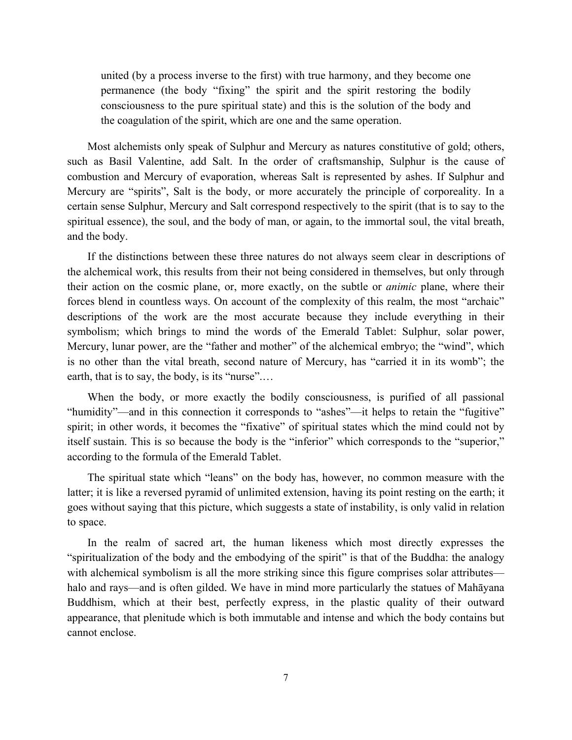> united (by a process inverse to the first) with true harmony, and they become one permanence (the body "fixing" the spirit and the spirit restoring the bodily consciousness to the pure spiritual state) and this is the solution of the body and the coagulation of the spirit, which are one and the same operation.

Most alchemists only speak of Sulphur and Mercury as natures constitutive of gold; others, such as Basil Valentine, add Salt. In the order of craftsmanship, Sulphur is the cause of combustion and Mercury of evaporation, whereas Salt is represented by ashes. If Sulphur and Mercury are "spirits", Salt is the body, or more accurately the principle of corporeality. In a certain sense Sulphur, Mercury and Salt correspond respectively to the spirit (that is to say to the spiritual essence), the soul, and the body of man, or again, to the immortal soul, the vital breath, and the body.

If the distinctions between these three natures do not always seem clear in descriptions of the alchemical work, this results from their not being considered in themselves, but only through their action on the cosmic plane, or, more exactly, on the subtle or *animic* plane, where their forces blend in countless ways. On account of the complexity of this realm, the most "archaic" descriptions of the work are the most accurate because they include everything in their symbolism; which brings to mind the words of the Emerald Tablet: Sulphur, solar power, Mercury, lunar power, are the "father and mother" of the alchemical embryo; the "wind", which is no other than the vital breath, second nature of Mercury, has "carried it in its womb"; the earth, that is to say, the body, is its "nurse".…

When the body, or more exactly the bodily consciousness, is purified of all passional "humidity"—and in this connection it corresponds to "ashes"—it helps to retain the "fugitive" spirit; in other words, it becomes the "fixative" of spiritual states which the mind could not by itself sustain. This is so because the body is the "inferior" which corresponds to the "superior," according to the formula of the Emerald Tablet.

The spiritual state which "leans" on the body has, however, no common measure with the latter; it is like a reversed pyramid of unlimited extension, having its point resting on the earth; it goes without saying that this picture, which suggests a state of instability, is only valid in relation to space.

In the realm of sacred art, the human likeness which most directly expresses the "spiritualization of the body and the embodying of the spirit" is that of the Buddha: the analogy with alchemical symbolism is all the more striking since this figure comprises solar attributes—halo and rays—and is often gilded. We have in mind more particularly the statues of Mahāyana Buddhism, which at their best, perfectly express, in the plastic quality of their outward appearance, that plenitude which is both immutable and intense and which the body contains but cannot enclose.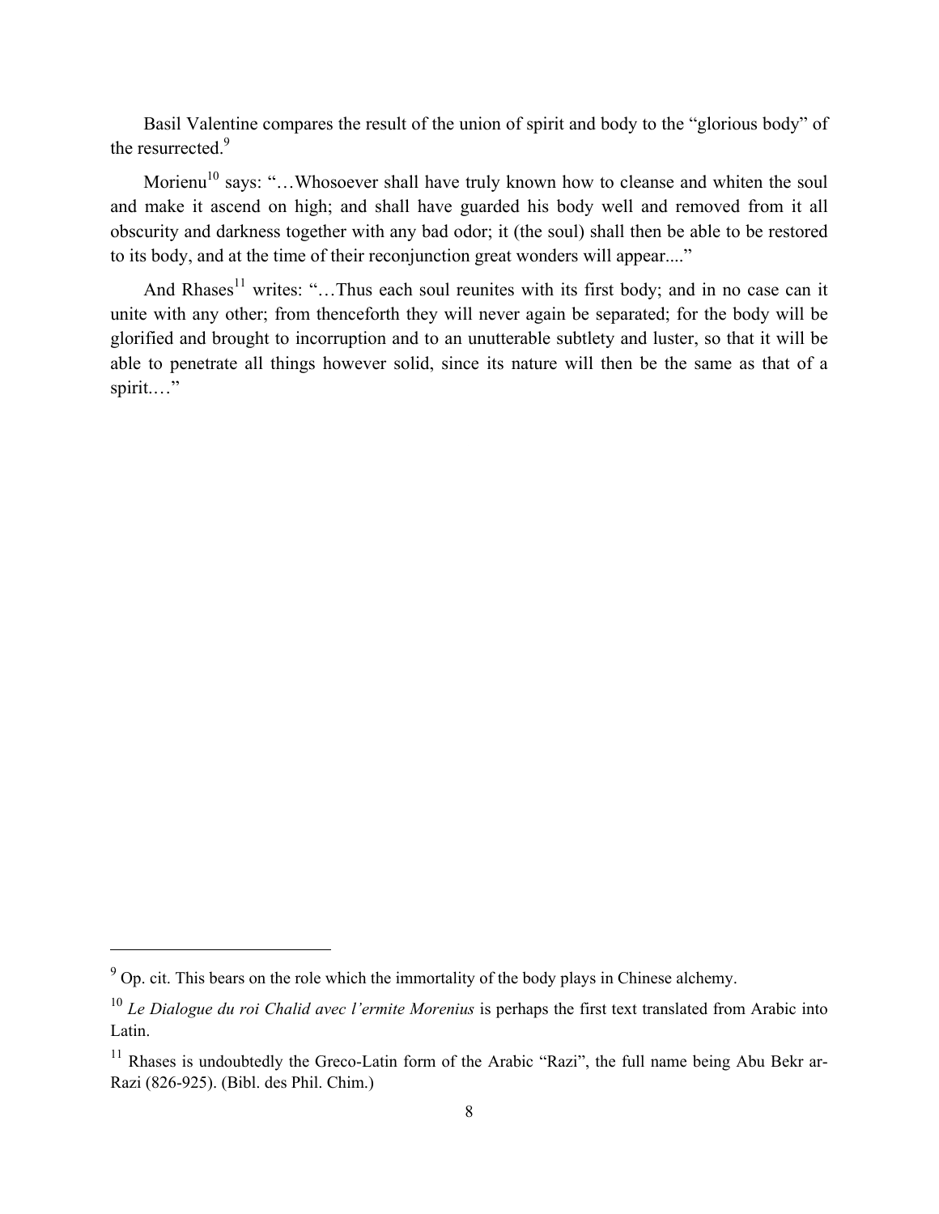Basil Valentine compares the result of the union of spirit and body to the "glorious body" of the resurrected.[9]

Morienu[10] says: "…Whosoever shall have truly known how to cleanse and whiten the soul and make it ascend on high; and shall have guarded his body well and removed from it all obscurity and darkness together with any bad odor; it (the soul) shall then be able to be restored to its body, and at the time of their reconjunction great wonders will appear...."

And Rhases[11] writes: "…Thus each soul reunites with its first body; and in no case can it unite with any other; from thenceforth they will never again be separated; for the body will be glorified and brought to incorruption and to an unutterable subtlety and luster, so that it will be able to penetrate all things however solid, since its nature will then be the same as that of a spirit.…"

---

[9] Op. cit. This bears on the role which the immortality of the body plays in Chinese alchemy.

[10] *Le Dialogue du roi Chalid avec l'ermite Morenius* is perhaps the first text translated from Arabic into Latin.

[11] Rhases is undoubtedly the Greco-Latin form of the Arabic "Razi", the full name being Abu Bekr ar-Razi (826-925). (Bibl. des Phil. Chim.)